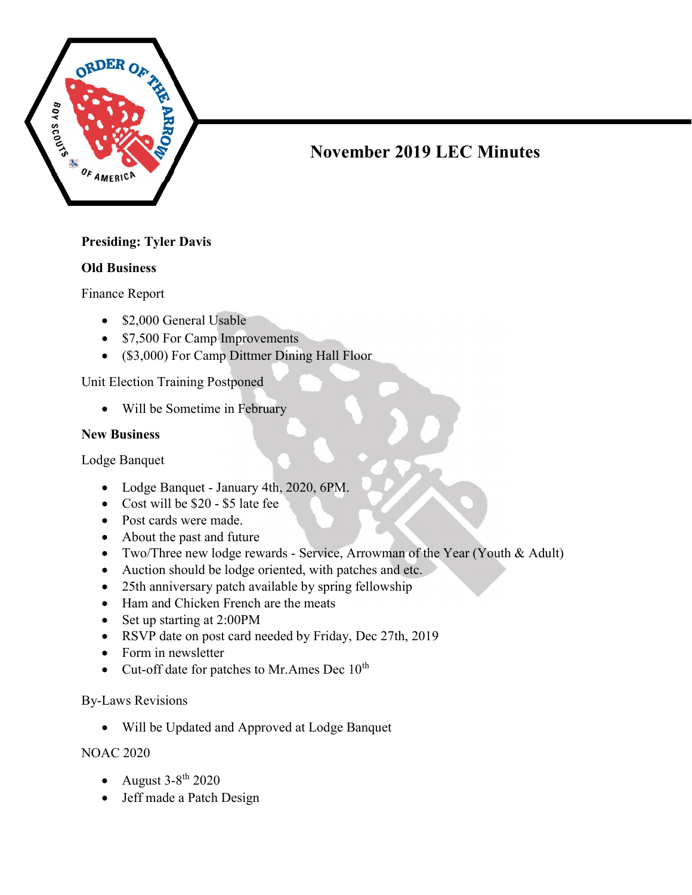# November 2019 LEC Minutes

**Presiding: Tyler Davis**

**Old Business**

Finance Report

- $2,000 General Usable
- $7,500 For Camp Improvements
- ($3,000) For Camp Dittmer Dining Hall Floor

Unit Election Training Postponed

- Will be Sometime in February

**New Business**

Lodge Banquet

- Lodge Banquet - January 4th, 2020, 6PM.
- Cost will be $20 - $5 late fee
- Post cards were made.
- About the past and future
- Two/Three new lodge rewards - Service, Arrowman of the Year (Youth & Adult)
- Auction should be lodge oriented, with patches and etc.
- 25th anniversary patch available by spring fellowship
- Ham and Chicken French are the meats
- Set up starting at 2:00PM
- RSVP date on post card needed by Friday, Dec 27th, 2019
- Form in newsletter
- Cut-off date for patches to Mr.Ames Dec 10th

By-Laws Revisions

- Will be Updated and Approved at Lodge Banquet

NOAC 2020

- August 3-8th 2020
- Jeff made a Patch Design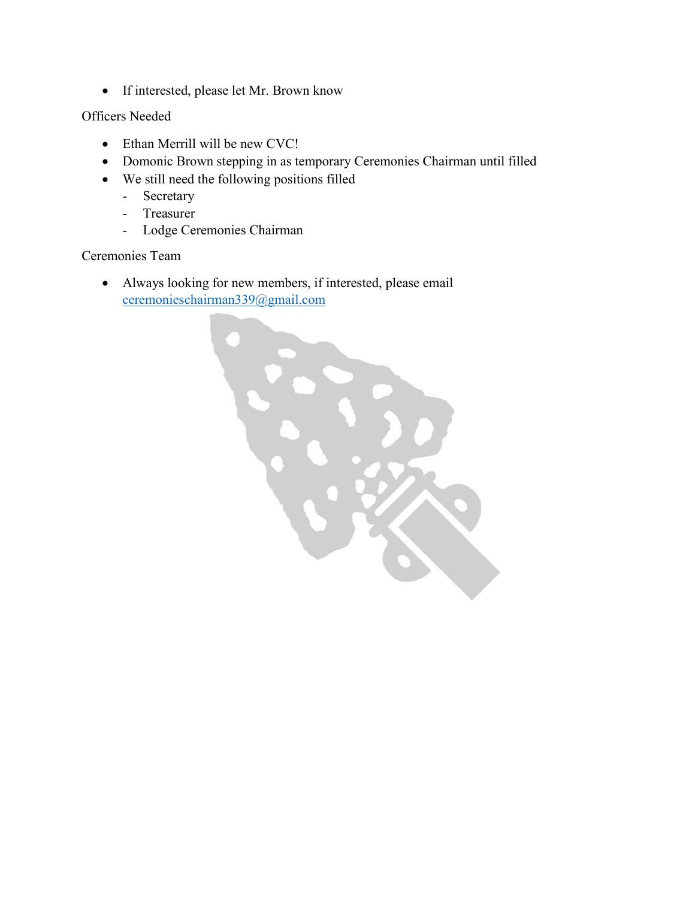- If interested, please let Mr. Brown know

Officers Needed

- Ethan Merrill will be new CVC!
- Domonic Brown stepping in as temporary Ceremonies Chairman until filled
- We still need the following positions filled
  - Secretary
  - Treasurer
  - Lodge Ceremonies Chairman

Ceremonies Team

- Always looking for new members, if interested, please email ceremonieschairman339@gmail.com